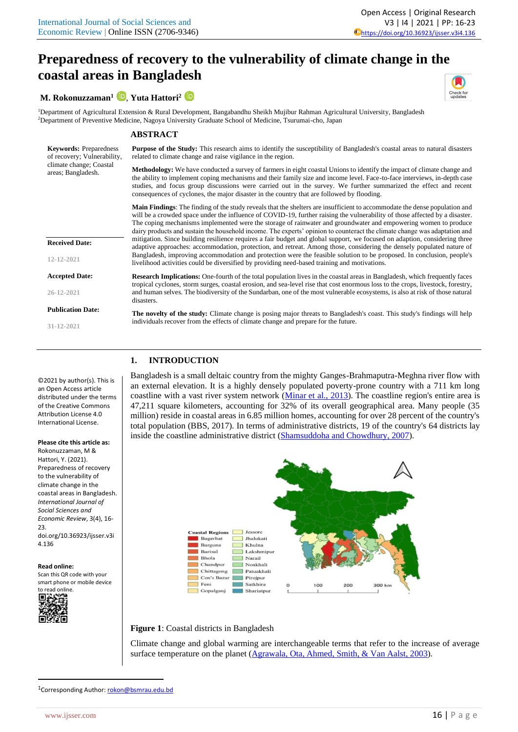# Preparedness of recovery to the vulnerability of climate change in the coastal areas in Bangladesh

**M. Rokonuzzaman**[1], **Yuta Hattori**[2]

[1]Department of Agricultural Extension & Rural Development, Bangabandhu Sheikh Mujibur Rahman Agricultural University, Bangladesh
[2]Department of Preventive Medicine, Nagoya University Graduate School of Medicine, Tsurumai-cho, Japan

**Keywords:** Preparedness of recovery; Vulnerability, climate change; Coastal areas; Bangladesh.

**Received Date:** 12-12-2021

**Accepted Date:** 26-12-2021

**Publication Date:** 31-12-2021

## ABSTRACT

**Purpose of the Study:** This research aims to identify the susceptibility of Bangladesh's coastal areas to natural disasters related to climate change and raise vigilance in the region.

**Methodology:** We have conducted a survey of farmers in eight coastal Unions to identify the impact of climate change and the ability to implement coping mechanisms and their family size and income level. Face-to-face interviews, in-depth case studies, and focus group discussions were carried out in the survey. We further summarized the effect and recent consequences of cyclones, the major disaster in the country that are followed by flooding.

**Main Findings**: The finding of the study reveals that the shelters are insufficient to accommodate the dense population and will be a crowded space under the influence of COVID-19, further raising the vulnerability of those affected by a disaster. The coping mechanisms implemented were the storage of rainwater and groundwater and empowering women to produce dairy products and sustain the household income. The experts' opinion to counteract the climate change was adaptation and mitigation. Since building resilience requires a fair budget and global support, we focused on adaption, considering three adaptive approaches: accommodation, protection, and retreat. Among those, considering the densely populated nature of Bangladesh, improving accommodation and protection were the feasible solution to be proposed. In conclusion, people's livelihood activities could be diversified by providing need-based training and motivations.

**Research Implications:** One-fourth of the total population lives in the coastal areas in Bangladesh, which frequently faces tropical cyclones, storm surges, coastal erosion, and sea-level rise that cost enormous loss to the crops, livestock, forestry, and human selves. The biodiversity of the Sundarban, one of the most vulnerable ecosystems, is also at risk of those natural disasters.

**The novelty of the study:** Climate change is posing major threats to Bangladesh's coast. This study's findings will help individuals recover from the effects of climate change and prepare for the future.

©2021 by author(s). This is an Open Access article distributed under the terms of the Creative Commons Attribution License 4.0 International License.

**Please cite this article as:** Rokonuzzaman, M & Hattori, Y. (2021). Preparedness of recovery to the vulnerability of climate change in the coastal areas in Bangladesh. *International Journal of Social Sciences and Economic Review*, 3(4), 16-23. doi.org/10.36923/ijsser.v3i4.136

**Read online:** Scan this QR code with your smart phone or mobile device to read online.

## 1. INTRODUCTION

Bangladesh is a small deltaic country from the mighty Ganges-Brahmaputra-Meghna river flow with an external elevation. It is a highly densely populated poverty-prone country with a 711 km long coastline with a vast river system network (Minar et al., 2013). The coastline region's entire area is 47,211 square kilometers, accounting for 32% of its overall geographical area. Many people (35 million) reside in coastal areas in 6.85 million homes, accounting for over 28 percent of the country's total population (BBS, 2017). In terms of administrative districts, 19 of the country's 64 districts lay inside the coastline administrative district (Shamsuddoha and Chowdhury, 2007).

**Figure 1**: Coastal districts in Bangladesh

Climate change and global warming are interchangeable terms that refer to the increase of average surface temperature on the planet (Agrawala, Ota, Ahmed, Smith, & Van Aalst, 2003).

[1]Corresponding Author: rokon@bsmrau.edu.bd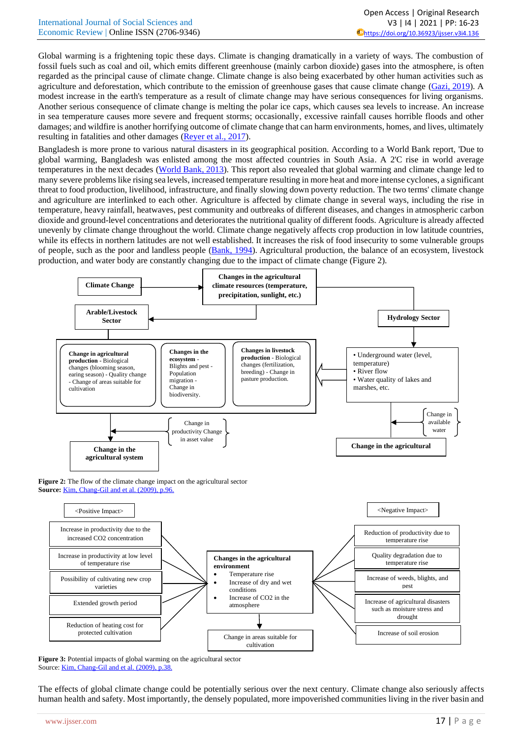Global warming is a frightening topic these days. Climate is changing dramatically in a variety of ways. The combustion of fossil fuels such as coal and oil, which emits different greenhouse (mainly carbon dioxide) gases into the atmosphere, is often regarded as the principal cause of climate change. Climate change is also being exacerbated by other human activities such as agriculture and deforestation, which contribute to the emission of greenhouse gases that cause climate change (Gazi, 2019). A modest increase in the earth's temperature as a result of climate change may have serious consequences for living organisms. Another serious consequence of climate change is melting the polar ice caps, which causes sea levels to increase. An increase in sea temperature causes more severe and frequent storms; occasionally, excessive rainfall causes horrible floods and other damages; and wildfire is another horrifying outcome of climate change that can harm environments, homes, and lives, ultimately resulting in fatalities and other damages (Reyer et al., 2017).

Bangladesh is more prone to various natural disasters in its geographical position. According to a World Bank report, 'Due to global warming, Bangladesh was enlisted among the most affected countries in South Asia. A 2'C rise in world average temperatures in the next decades (World Bank, 2013). This report also revealed that global warming and climate change led to many severe problems like rising sea levels, increased temperature resulting in more heat and more intense cyclones, a significant threat to food production, livelihood, infrastructure, and finally slowing down poverty reduction. The two terms' climate change and agriculture are interlinked to each other. Agriculture is affected by climate change in several ways, including the rise in temperature, heavy rainfall, heatwaves, pest community and outbreaks of different diseases, and changes in atmospheric carbon dioxide and ground-level concentrations and deteriorates the nutritional quality of different foods. Agriculture is already affected unevenly by climate change throughout the world. Climate change negatively affects crop production in low latitude countries, while its effects in northern latitudes are not well established. It increases the risk of food insecurity to some vulnerable groups of people, such as the poor and landless people (Bank, 1994). Agricultural production, the balance of an ecosystem, livestock production, and water body are constantly changing due to the impact of climate change (Figure 2).

- **Climate Change** → **Changes in the agricultural climate resources (temperature, precipitation, sunlight, etc.)**
- **Arable/Livestock Sector**
  - **Change in agricultural production** - Biological changes (blooming season, earing season) - Quality change - Change of areas suitable for cultivation
  - **Changes in the ecosystem** - Blights and pest - Population migration - Change in biodiversity.
  - **Changes in livestock production** - Biological changes (fertilization, breeding) - Change in pasture production.
  - Change in productivity Change in asset value → **Change in the agricultural system**
- **Hydrology Sector**
  - Underground water (level, temperature)
  - River flow
  - Water quality of lakes and marshes, etc.
  - Change in available water → **Change in the agricultural**

**Figure 2:** The flow of the climate change impact on the agricultural sector
**Source:** Kim, Chang-Gil and et al. (2009), p.96.

**Changes in the agricultural environment**
- Temperature rise
- Increase of dry and wet conditions
- Increase of CO2 in the atmosphere

Change in areas suitable for cultivation

<Positive Impact>
- Increase in productivity due to the increased CO2 concentration
- Increase in productivity at low level of temperature rise
- Possibility of cultivating new crop varieties
- Extended growth period
- Reduction of heating cost for protected cultivation

<Negative Impact>
- Reduction of productivity due to temperature rise
- Quality degradation due to temperature rise
- Increase of weeds, blights, and pest
- Increase of agricultural disasters such as moisture stress and drought
- Increase of soil erosion

**Figure 3:** Potential impacts of global warming on the agricultural sector
Source: Kim, Chang-Gil and et al. (2009), p.38.

The effects of global climate change could be potentially serious over the next century. Climate change also seriously affects human health and safety. Most importantly, the densely populated, more impoverished communities living in the river basin and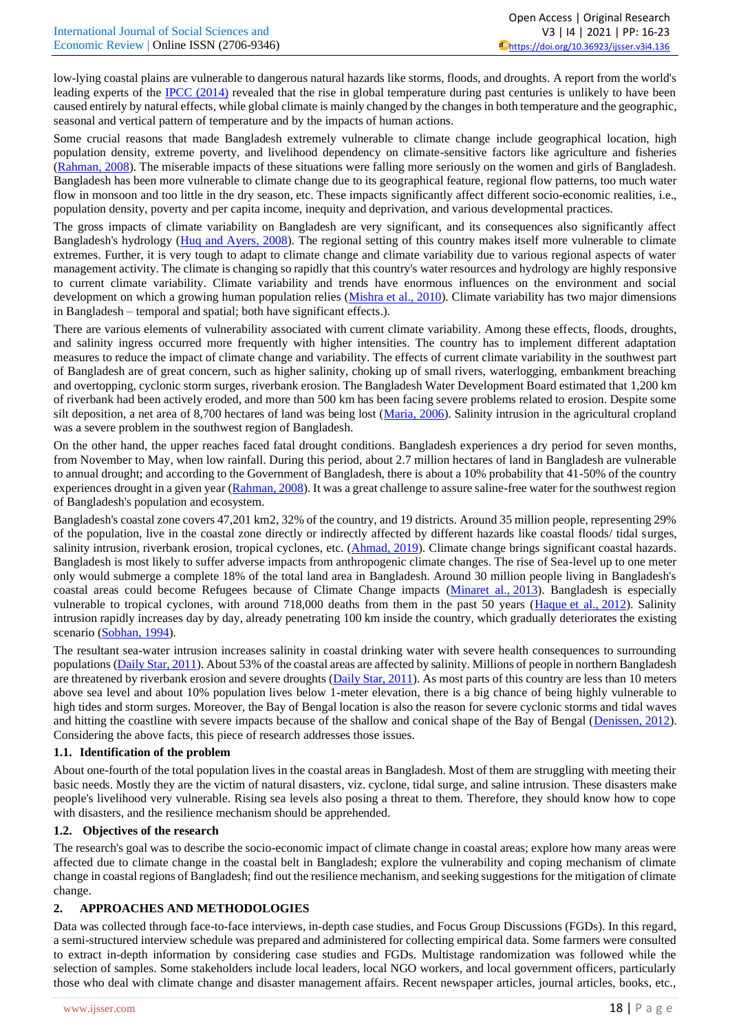low-lying coastal plains are vulnerable to dangerous natural hazards like storms, floods, and droughts. A report from the world's leading experts of the IPCC (2014) revealed that the rise in global temperature during past centuries is unlikely to have been caused entirely by natural effects, while global climate is mainly changed by the changes in both temperature and the geographic, seasonal and vertical pattern of temperature and by the impacts of human actions.

Some crucial reasons that made Bangladesh extremely vulnerable to climate change include geographical location, high population density, extreme poverty, and livelihood dependency on climate-sensitive factors like agriculture and fisheries (Rahman, 2008). The miserable impacts of these situations were falling more seriously on the women and girls of Bangladesh. Bangladesh has been more vulnerable to climate change due to its geographical feature, regional flow patterns, too much water flow in monsoon and too little in the dry season, etc. These impacts significantly affect different socio-economic realities, i.e., population density, poverty and per capita income, inequity and deprivation, and various developmental practices.

The gross impacts of climate variability on Bangladesh are very significant, and its consequences also significantly affect Bangladesh's hydrology (Huq and Ayers, 2008). The regional setting of this country makes itself more vulnerable to climate extremes. Further, it is very tough to adapt to climate change and climate variability due to various regional aspects of water management activity. The climate is changing so rapidly that this country's water resources and hydrology are highly responsive to current climate variability. Climate variability and trends have enormous influences on the environment and social development on which a growing human population relies (Mishra et al., 2010). Climate variability has two major dimensions in Bangladesh – temporal and spatial; both have significant effects.).

There are various elements of vulnerability associated with current climate variability. Among these effects, floods, droughts, and salinity ingress occurred more frequently with higher intensities. The country has to implement different adaptation measures to reduce the impact of climate change and variability. The effects of current climate variability in the southwest part of Bangladesh are of great concern, such as higher salinity, choking up of small rivers, waterlogging, embankment breaching and overtopping, cyclonic storm surges, riverbank erosion. The Bangladesh Water Development Board estimated that 1,200 km of riverbank had been actively eroded, and more than 500 km has been facing severe problems related to erosion. Despite some silt deposition, a net area of 8,700 hectares of land was being lost (Maria, 2006). Salinity intrusion in the agricultural cropland was a severe problem in the southwest region of Bangladesh.

On the other hand, the upper reaches faced fatal drought conditions. Bangladesh experiences a dry period for seven months, from November to May, when low rainfall. During this period, about 2.7 million hectares of land in Bangladesh are vulnerable to annual drought; and according to the Government of Bangladesh, there is about a 10% probability that 41-50% of the country experiences drought in a given year (Rahman, 2008). It was a great challenge to assure saline-free water for the southwest region of Bangladesh's population and ecosystem.

Bangladesh's coastal zone covers 47,201 km2, 32% of the country, and 19 districts. Around 35 million people, representing 29% of the population, live in the coastal zone directly or indirectly affected by different hazards like coastal floods/ tidal surges, salinity intrusion, riverbank erosion, tropical cyclones, etc. (Ahmad, 2019). Climate change brings significant coastal hazards. Bangladesh is most likely to suffer adverse impacts from anthropogenic climate changes. The rise of Sea-level up to one meter only would submerge a complete 18% of the total land area in Bangladesh. Around 30 million people living in Bangladesh's coastal areas could become Refugees because of Climate Change impacts (Minaret al., 2013). Bangladesh is especially vulnerable to tropical cyclones, with around 718,000 deaths from them in the past 50 years (Haque et al., 2012). Salinity intrusion rapidly increases day by day, already penetrating 100 km inside the country, which gradually deteriorates the existing scenario (Sobhan, 1994).

The resultant sea-water intrusion increases salinity in coastal drinking water with severe health consequences to surrounding populations (Daily Star, 2011). About 53% of the coastal areas are affected by salinity. Millions of people in northern Bangladesh are threatened by riverbank erosion and severe droughts (Daily Star, 2011). As most parts of this country are less than 10 meters above sea level and about 10% population lives below 1-meter elevation, there is a big chance of being highly vulnerable to high tides and storm surges. Moreover, the Bay of Bengal location is also the reason for severe cyclonic storms and tidal waves and hitting the coastline with severe impacts because of the shallow and conical shape of the Bay of Bengal (Denissen, 2012). Considering the above facts, this piece of research addresses those issues.

### 1.1. Identification of the problem

About one-fourth of the total population lives in the coastal areas in Bangladesh. Most of them are struggling with meeting their basic needs. Mostly they are the victim of natural disasters, viz. cyclone, tidal surge, and saline intrusion. These disasters make people's livelihood very vulnerable. Rising sea levels also posing a threat to them. Therefore, they should know how to cope with disasters, and the resilience mechanism should be apprehended.

### 1.2. Objectives of the research

The research's goal was to describe the socio-economic impact of climate change in coastal areas; explore how many areas were affected due to climate change in the coastal belt in Bangladesh; explore the vulnerability and coping mechanism of climate change in coastal regions of Bangladesh; find out the resilience mechanism, and seeking suggestions for the mitigation of climate change.

## 2. APPROACHES AND METHODOLOGIES

Data was collected through face-to-face interviews, in-depth case studies, and Focus Group Discussions (FGDs). In this regard, a semi-structured interview schedule was prepared and administered for collecting empirical data. Some farmers were consulted to extract in-depth information by considering case studies and FGDs. Multistage randomization was followed while the selection of samples. Some stakeholders include local leaders, local NGO workers, and local government officers, particularly those who deal with climate change and disaster management affairs. Recent newspaper articles, journal articles, books, etc.,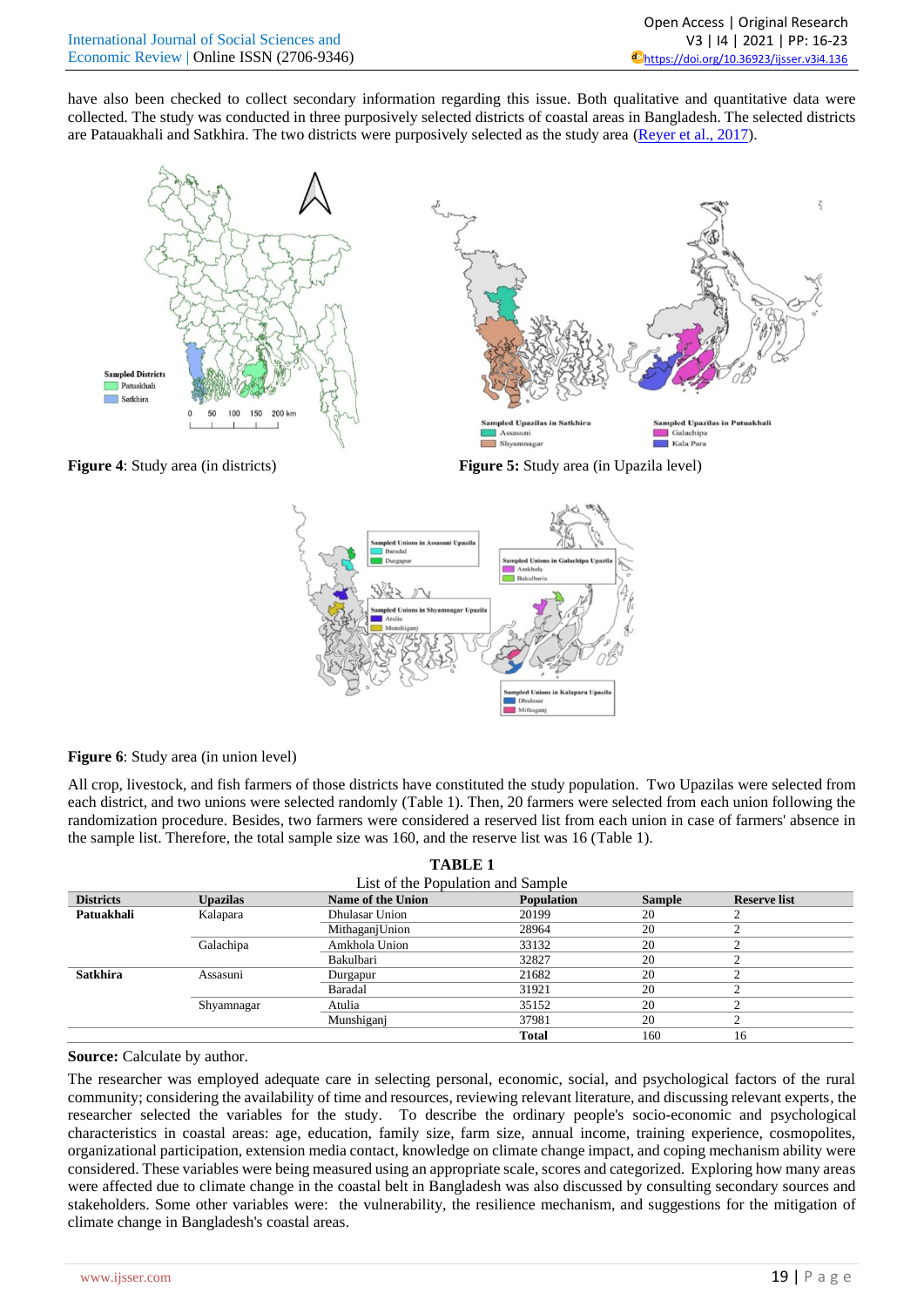have also been checked to collect secondary information regarding this issue. Both qualitative and quantitative data were collected. The study was conducted in three purposively selected districts of coastal areas in Bangladesh. The selected districts are Patauakhali and Satkhira. The two districts were purposively selected as the study area (Reyer et al., 2017).

**Figure 4**: Study area (in districts)

**Figure 5:** Study area (in Upazila level)

**Figure 6**: Study area (in union level)

All crop, livestock, and fish farmers of those districts have constituted the study population. Two Upazilas were selected from each district, and two unions were selected randomly (Table 1). Then, 20 farmers were selected from each union following the randomization procedure. Besides, two farmers were considered a reserved list from each union in case of farmers' absence in the sample list. Therefore, the total sample size was 160, and the reserve list was 16 (Table 1).

**TABLE 1**

List of the Population and Sample

| Districts | Upazilas | Name of the Union | Population | Sample | Reserve list |
|---|---|---|---|---|---|
| **Patuakhali** | Kalapara | Dhulasar Union | 20199 | 20 | 2 |
| | | MithaganjUnion | 28964 | 20 | 2 |
| | Galachipa | Amkhola Union | 33132 | 20 | 2 |
| | | Bakulbari | 32827 | 20 | 2 |
| **Satkhira** | Assasuni | Durgapur | 21682 | 20 | 2 |
| | | Baradal | 31921 | 20 | 2 |
| | Shyamnagar | Atulia | 35152 | 20 | 2 |
| | | Munshiganj | 37981 | 20 | 2 |
| | | | **Total** | 160 | 16 |

**Source:** Calculate by author.

The researcher was employed adequate care in selecting personal, economic, social, and psychological factors of the rural community; considering the availability of time and resources, reviewing relevant literature, and discussing relevant experts, the researcher selected the variables for the study. To describe the ordinary people's socio-economic and psychological characteristics in coastal areas: age, education, family size, farm size, annual income, training experience, cosmopolites, organizational participation, extension media contact, knowledge on climate change impact, and coping mechanism ability were considered. These variables were being measured using an appropriate scale, scores and categorized. Exploring how many areas were affected due to climate change in the coastal belt in Bangladesh was also discussed by consulting secondary sources and stakeholders. Some other variables were: the vulnerability, the resilience mechanism, and suggestions for the mitigation of climate change in Bangladesh's coastal areas.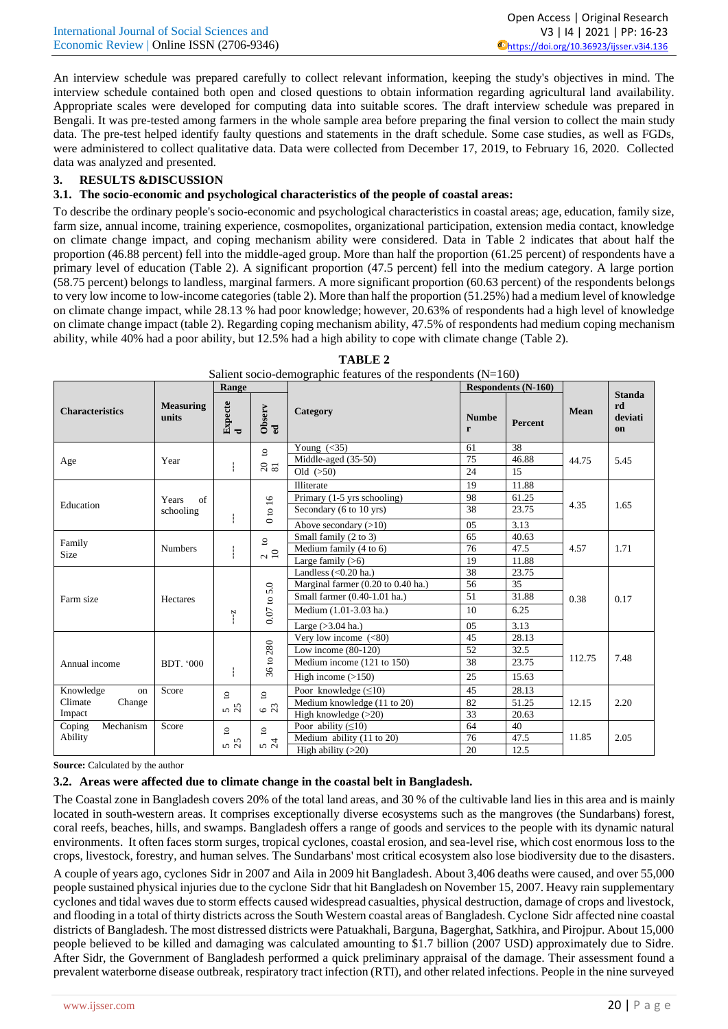An interview schedule was prepared carefully to collect relevant information, keeping the study's objectives in mind. The interview schedule contained both open and closed questions to obtain information regarding agricultural land availability. Appropriate scales were developed for computing data into suitable scores. The draft interview schedule was prepared in Bengali. It was pre-tested among farmers in the whole sample area before preparing the final version to collect the main study data. The pre-test helped identify faulty questions and statements in the draft schedule. Some case studies, as well as FGDs, were administered to collect qualitative data. Data were collected from December 17, 2019, to February 16, 2020. Collected data was analyzed and presented.

## 3. RESULTS &DISCUSSION

### 3.1. The socio-economic and psychological characteristics of the people of coastal areas:

To describe the ordinary people's socio-economic and psychological characteristics in coastal areas; age, education, family size, farm size, annual income, training experience, cosmopolites, organizational participation, extension media contact, knowledge on climate change impact, and coping mechanism ability were considered. Data in Table 2 indicates that about half the proportion (46.88 percent) fell into the middle-aged group. More than half the proportion (61.25 percent) of respondents have a primary level of education (Table 2). A significant proportion (47.5 percent) fell into the medium category. A large portion (58.75 percent) belongs to landless, marginal farmers. A more significant proportion (60.63 percent) of the respondents belongs to very low income to low-income categories (table 2). More than half the proportion (51.25%) had a medium level of knowledge on climate change impact, while 28.13 % had poor knowledge; however, 20.63% of respondents had a high level of knowledge on climate change impact (table 2). Regarding coping mechanism ability, 47.5% of respondents had medium coping mechanism ability, while 40% had a poor ability, but 12.5% had a high ability to cope with climate change (Table 2).

**TABLE 2**

Salient socio-demographic features of the respondents (N=160)

| Characteristics | Measuring units | Range | | Category | Respondents (N-160) | | Mean | Standard deviation |
|---|---|---|---|---|---|---|---|---|
| | | Expected | Observed | | Number | Percent | | |
| Age | Year | --- | 20 to 81 | Young (<35) | 61 | 38 | 44.75 | 5.45 |
| | | | | Middle-aged (35-50) | 75 | 46.88 | | |
| | | | | Old (>50) | 24 | 15 | | |
| Education | Years of schooling | --- | 0 to 16 | Illiterate | 19 | 11.88 | 4.35 | 1.65 |
| | | | | Primary (1-5 yrs schooling) | 98 | 61.25 | | |
| | | | | Secondary (6 to 10 yrs) | 38 | 23.75 | | |
| | | | | Above secondary (>10) | 05 | 3.13 | | |
| Family Size | Numbers | --- | 2 to 10 | Small family (2 to 3) | 65 | 40.63 | 4.57 | 1.71 |
| | | | | Medium family (4 to 6) | 76 | 47.5 | | |
| | | | | Large family (>6) | 19 | 11.88 | | |
| Farm size | Hectares | ---z | 0.07 to 5.0 | Landless (<0.20 ha.) | 38 | 23.75 | 0.38 | 0.17 |
| | | | | Marginal farmer (0.20 to 0.40 ha.) | 56 | 35 | | |
| | | | | Small farmer (0.40-1.01 ha.) | 51 | 31.88 | | |
| | | | | Medium (1.01-3.03 ha.) | 10 | 6.25 | | |
| | | | | Large (>3.04 ha.) | 05 | 3.13 | | |
| Annual income | BDT. '000 | --- | 36 to 280 | Very low income (<80) | 45 | 28.13 | 112.75 | 7.48 |
| | | | | Low income (80-120) | 52 | 32.5 | | |
| | | | | Medium income (121 to 150) | 38 | 23.75 | | |
| | | | | High income (>150) | 25 | 15.63 | | |
| Knowledge on Climate Change Impact | Score | 5 to 25 | 6 to 23 | Poor knowledge (≤10) | 45 | 28.13 | 12.15 | 2.20 |
| | | | | Medium knowledge (11 to 20) | 82 | 51.25 | | |
| | | | | High knowledge (>20) | 33 | 20.63 | | |
| Coping Mechanism Ability | Score | 5 to 25 | 5 to 24 | Poor ability (≤10) | 64 | 40 | 11.85 | 2.05 |
| | | | | Medium ability (11 to 20) | 76 | 47.5 | | |
| | | | | High ability (>20) | 20 | 12.5 | | |

**Source:** Calculated by the author

### 3.2. Areas were affected due to climate change in the coastal belt in Bangladesh.

The Coastal zone in Bangladesh covers 20% of the total land areas, and 30 % of the cultivable land lies in this area and is mainly located in south-western areas. It comprises exceptionally diverse ecosystems such as the mangroves (the Sundarbans) forest, coral reefs, beaches, hills, and swamps. Bangladesh offers a range of goods and services to the people with its dynamic natural environments. It often faces storm surges, tropical cyclones, coastal erosion, and sea-level rise, which cost enormous loss to the crops, livestock, forestry, and human selves. The Sundarbans' most critical ecosystem also lose biodiversity due to the disasters.

A couple of years ago, cyclones Sidr in 2007 and Aila in 2009 hit Bangladesh. About 3,406 deaths were caused, and over 55,000 people sustained physical injuries due to the cyclone Sidr that hit Bangladesh on November 15, 2007. Heavy rain supplementary cyclones and tidal waves due to storm effects caused widespread casualties, physical destruction, damage of crops and livestock, and flooding in a total of thirty districts across the South Western coastal areas of Bangladesh. Cyclone Sidr affected nine coastal districts of Bangladesh. The most distressed districts were Patuakhali, Barguna, Bagerghat, Satkhira, and Pirojpur. About 15,000 people believed to be killed and damaging was calculated amounting to $1.7 billion (2007 USD) approximately due to Sidre. After Sidr, the Government of Bangladesh performed a quick preliminary appraisal of the damage. Their assessment found a prevalent waterborne disease outbreak, respiratory tract infection (RTI), and other related infections. People in the nine surveyed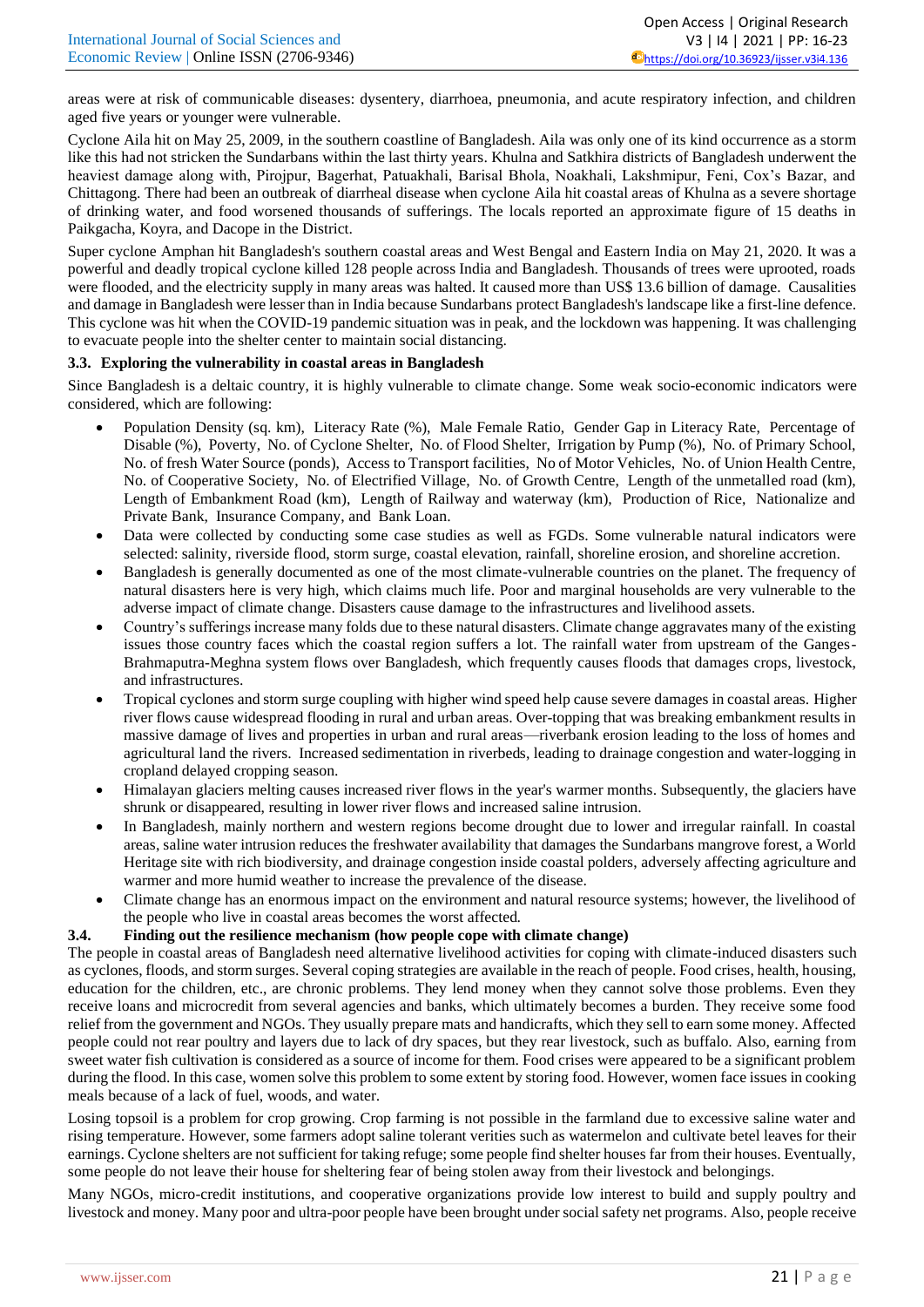areas were at risk of communicable diseases: dysentery, diarrhoea, pneumonia, and acute respiratory infection, and children aged five years or younger were vulnerable.

Cyclone Aila hit on May 25, 2009, in the southern coastline of Bangladesh. Aila was only one of its kind occurrence as a storm like this had not stricken the Sundarbans within the last thirty years. Khulna and Satkhira districts of Bangladesh underwent the heaviest damage along with, Pirojpur, Bagerhat, Patuakhali, Barisal Bhola, Noakhali, Lakshmipur, Feni, Cox's Bazar, and Chittagong. There had been an outbreak of diarrheal disease when cyclone Aila hit coastal areas of Khulna as a severe shortage of drinking water, and food worsened thousands of sufferings. The locals reported an approximate figure of 15 deaths in Paikgacha, Koyra, and Dacope in the District.

Super cyclone Amphan hit Bangladesh's southern coastal areas and West Bengal and Eastern India on May 21, 2020. It was a powerful and deadly tropical cyclone killed 128 people across India and Bangladesh. Thousands of trees were uprooted, roads were flooded, and the electricity supply in many areas was halted. It caused more than US$ 13.6 billion of damage. Causalities and damage in Bangladesh were lesser than in India because Sundarbans protect Bangladesh's landscape like a first-line defence. This cyclone was hit when the COVID-19 pandemic situation was in peak, and the lockdown was happening. It was challenging to evacuate people into the shelter center to maintain social distancing.

### 3.3. Exploring the vulnerability in coastal areas in Bangladesh

Since Bangladesh is a deltaic country, it is highly vulnerable to climate change. Some weak socio-economic indicators were considered, which are following:

- Population Density (sq. km), Literacy Rate (%), Male Female Ratio, Gender Gap in Literacy Rate, Percentage of Disable (%), Poverty, No. of Cyclone Shelter, No. of Flood Shelter, Irrigation by Pump (%), No. of Primary School, No. of fresh Water Source (ponds), Access to Transport facilities, No of Motor Vehicles, No. of Union Health Centre, No. of Cooperative Society, No. of Electrified Village, No. of Growth Centre, Length of the unmetalled road (km), Length of Embankment Road (km), Length of Railway and waterway (km), Production of Rice, Nationalize and Private Bank, Insurance Company, and Bank Loan.
- Data were collected by conducting some case studies as well as FGDs. Some vulnerable natural indicators were selected: salinity, riverside flood, storm surge, coastal elevation, rainfall, shoreline erosion, and shoreline accretion.
- Bangladesh is generally documented as one of the most climate-vulnerable countries on the planet. The frequency of natural disasters here is very high, which claims much life. Poor and marginal households are very vulnerable to the adverse impact of climate change. Disasters cause damage to the infrastructures and livelihood assets.
- Country's sufferings increase many folds due to these natural disasters. Climate change aggravates many of the existing issues those country faces which the coastal region suffers a lot. The rainfall water from upstream of the Ganges-Brahmaputra-Meghna system flows over Bangladesh, which frequently causes floods that damages crops, livestock, and infrastructures.
- Tropical cyclones and storm surge coupling with higher wind speed help cause severe damages in coastal areas. Higher river flows cause widespread flooding in rural and urban areas. Over-topping that was breaking embankment results in massive damage of lives and properties in urban and rural areas—riverbank erosion leading to the loss of homes and agricultural land the rivers. Increased sedimentation in riverbeds, leading to drainage congestion and water-logging in cropland delayed cropping season.
- Himalayan glaciers melting causes increased river flows in the year's warmer months. Subsequently, the glaciers have shrunk or disappeared, resulting in lower river flows and increased saline intrusion.
- In Bangladesh, mainly northern and western regions become drought due to lower and irregular rainfall. In coastal areas, saline water intrusion reduces the freshwater availability that damages the Sundarbans mangrove forest, a World Heritage site with rich biodiversity, and drainage congestion inside coastal polders, adversely affecting agriculture and warmer and more humid weather to increase the prevalence of the disease.
- Climate change has an enormous impact on the environment and natural resource systems; however, the livelihood of the people who live in coastal areas becomes the worst affected.

### 3.4. Finding out the resilience mechanism (how people cope with climate change)

The people in coastal areas of Bangladesh need alternative livelihood activities for coping with climate-induced disasters such as cyclones, floods, and storm surges. Several coping strategies are available in the reach of people. Food crises, health, housing, education for the children, etc., are chronic problems. They lend money when they cannot solve those problems. Even they receive loans and microcredit from several agencies and banks, which ultimately becomes a burden. They receive some food relief from the government and NGOs. They usually prepare mats and handicrafts, which they sell to earn some money. Affected people could not rear poultry and layers due to lack of dry spaces, but they rear livestock, such as buffalo. Also, earning from sweet water fish cultivation is considered as a source of income for them. Food crises were appeared to be a significant problem during the flood. In this case, women solve this problem to some extent by storing food. However, women face issues in cooking meals because of a lack of fuel, woods, and water.

Losing topsoil is a problem for crop growing. Crop farming is not possible in the farmland due to excessive saline water and rising temperature. However, some farmers adopt saline tolerant verities such as watermelon and cultivate betel leaves for their earnings. Cyclone shelters are not sufficient for taking refuge; some people find shelter houses far from their houses. Eventually, some people do not leave their house for sheltering fear of being stolen away from their livestock and belongings.

Many NGOs, micro-credit institutions, and cooperative organizations provide low interest to build and supply poultry and livestock and money. Many poor and ultra-poor people have been brought under social safety net programs. Also, people receive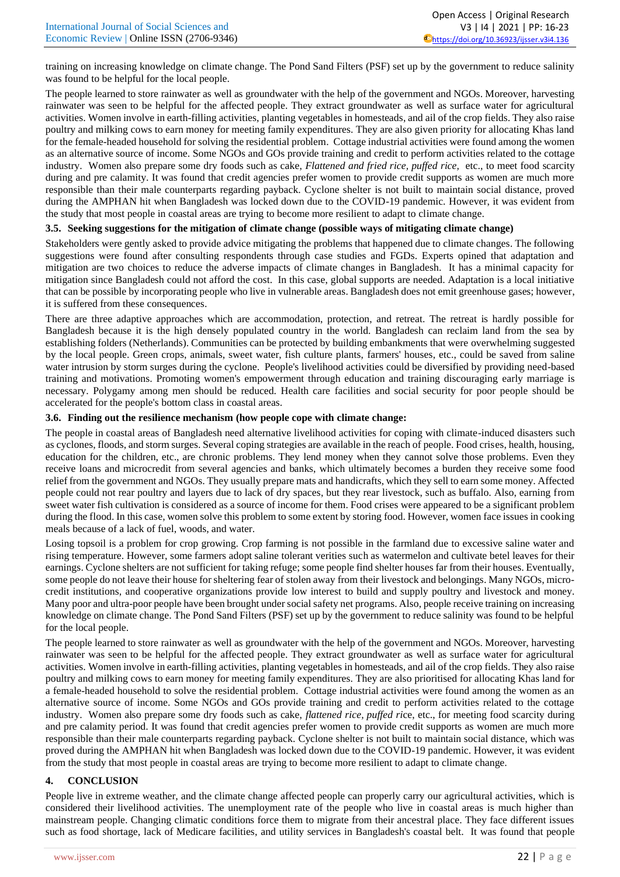training on increasing knowledge on climate change. The Pond Sand Filters (PSF) set up by the government to reduce salinity was found to be helpful for the local people.

The people learned to store rainwater as well as groundwater with the help of the government and NGOs. Moreover, harvesting rainwater was seen to be helpful for the affected people. They extract groundwater as well as surface water for agricultural activities. Women involve in earth-filling activities, planting vegetables in homesteads, and ail of the crop fields. They also raise poultry and milking cows to earn money for meeting family expenditures. They are also given priority for allocating Khas land for the female-headed household for solving the residential problem. Cottage industrial activities were found among the women as an alternative source of income. Some NGOs and GOs provide training and credit to perform activities related to the cottage industry. Women also prepare some dry foods such as cake, *Flattened and fried rice, puffed rice,* etc., to meet food scarcity during and pre calamity. It was found that credit agencies prefer women to provide credit supports as women are much more responsible than their male counterparts regarding payback. Cyclone shelter is not built to maintain social distance, proved during the AMPHAN hit when Bangladesh was locked down due to the COVID-19 pandemic. However, it was evident from the study that most people in coastal areas are trying to become more resilient to adapt to climate change.

### 3.5. Seeking suggestions for the mitigation of climate change (possible ways of mitigating climate change)

Stakeholders were gently asked to provide advice mitigating the problems that happened due to climate changes. The following suggestions were found after consulting respondents through case studies and FGDs. Experts opined that adaptation and mitigation are two choices to reduce the adverse impacts of climate changes in Bangladesh. It has a minimal capacity for mitigation since Bangladesh could not afford the cost. In this case, global supports are needed. Adaptation is a local initiative that can be possible by incorporating people who live in vulnerable areas. Bangladesh does not emit greenhouse gases; however, it is suffered from these consequences.

There are three adaptive approaches which are accommodation, protection, and retreat. The retreat is hardly possible for Bangladesh because it is the high densely populated country in the world. Bangladesh can reclaim land from the sea by establishing folders (Netherlands). Communities can be protected by building embankments that were overwhelming suggested by the local people. Green crops, animals, sweet water, fish culture plants, farmers' houses, etc., could be saved from saline water intrusion by storm surges during the cyclone. People's livelihood activities could be diversified by providing need-based training and motivations. Promoting women's empowerment through education and training discouraging early marriage is necessary. Polygamy among men should be reduced. Health care facilities and social security for poor people should be accelerated for the people's bottom class in coastal areas.

### 3.6. Finding out the resilience mechanism (how people cope with climate change:

The people in coastal areas of Bangladesh need alternative livelihood activities for coping with climate-induced disasters such as cyclones, floods, and storm surges. Several coping strategies are available in the reach of people. Food crises, health, housing, education for the children, etc., are chronic problems. They lend money when they cannot solve those problems. Even they receive loans and microcredit from several agencies and banks, which ultimately becomes a burden they receive some food relief from the government and NGOs. They usually prepare mats and handicrafts, which they sell to earn some money. Affected people could not rear poultry and layers due to lack of dry spaces, but they rear livestock, such as buffalo. Also, earning from sweet water fish cultivation is considered as a source of income for them. Food crises were appeared to be a significant problem during the flood. In this case, women solve this problem to some extent by storing food. However, women face issues in cooking meals because of a lack of fuel, woods, and water.

Losing topsoil is a problem for crop growing. Crop farming is not possible in the farmland due to excessive saline water and rising temperature. However, some farmers adopt saline tolerant verities such as watermelon and cultivate betel leaves for their earnings. Cyclone shelters are not sufficient for taking refuge; some people find shelter houses far from their houses. Eventually, some people do not leave their house for sheltering fear of stolen away from their livestock and belongings. Many NGOs, micro-credit institutions, and cooperative organizations provide low interest to build and supply poultry and livestock and money. Many poor and ultra-poor people have been brought under social safety net programs. Also, people receive training on increasing knowledge on climate change. The Pond Sand Filters (PSF) set up by the government to reduce salinity was found to be helpful for the local people.

The people learned to store rainwater as well as groundwater with the help of the government and NGOs. Moreover, harvesting rainwater was seen to be helpful for the affected people. They extract groundwater as well as surface water for agricultural activities. Women involve in earth-filling activities, planting vegetables in homesteads, and ail of the crop fields. They also raise poultry and milking cows to earn money for meeting family expenditures. They are also prioritised for allocating Khas land for a female-headed household to solve the residential problem. Cottage industrial activities were found among the women as an alternative source of income. Some NGOs and GOs provide training and credit to perform activities related to the cottage industry. Women also prepare some dry foods such as cake, *flattened rice, puffed ric*e, etc., for meeting food scarcity during and pre calamity period. It was found that credit agencies prefer women to provide credit supports as women are much more responsible than their male counterparts regarding payback. Cyclone shelter is not built to maintain social distance, which was proved during the AMPHAN hit when Bangladesh was locked down due to the COVID-19 pandemic. However, it was evident from the study that most people in coastal areas are trying to become more resilient to adapt to climate change.

## 4. CONCLUSION

People live in extreme weather, and the climate change affected people can properly carry our agricultural activities, which is considered their livelihood activities. The unemployment rate of the people who live in coastal areas is much higher than mainstream people. Changing climatic conditions force them to migrate from their ancestral place. They face different issues such as food shortage, lack of Medicare facilities, and utility services in Bangladesh's coastal belt. It was found that people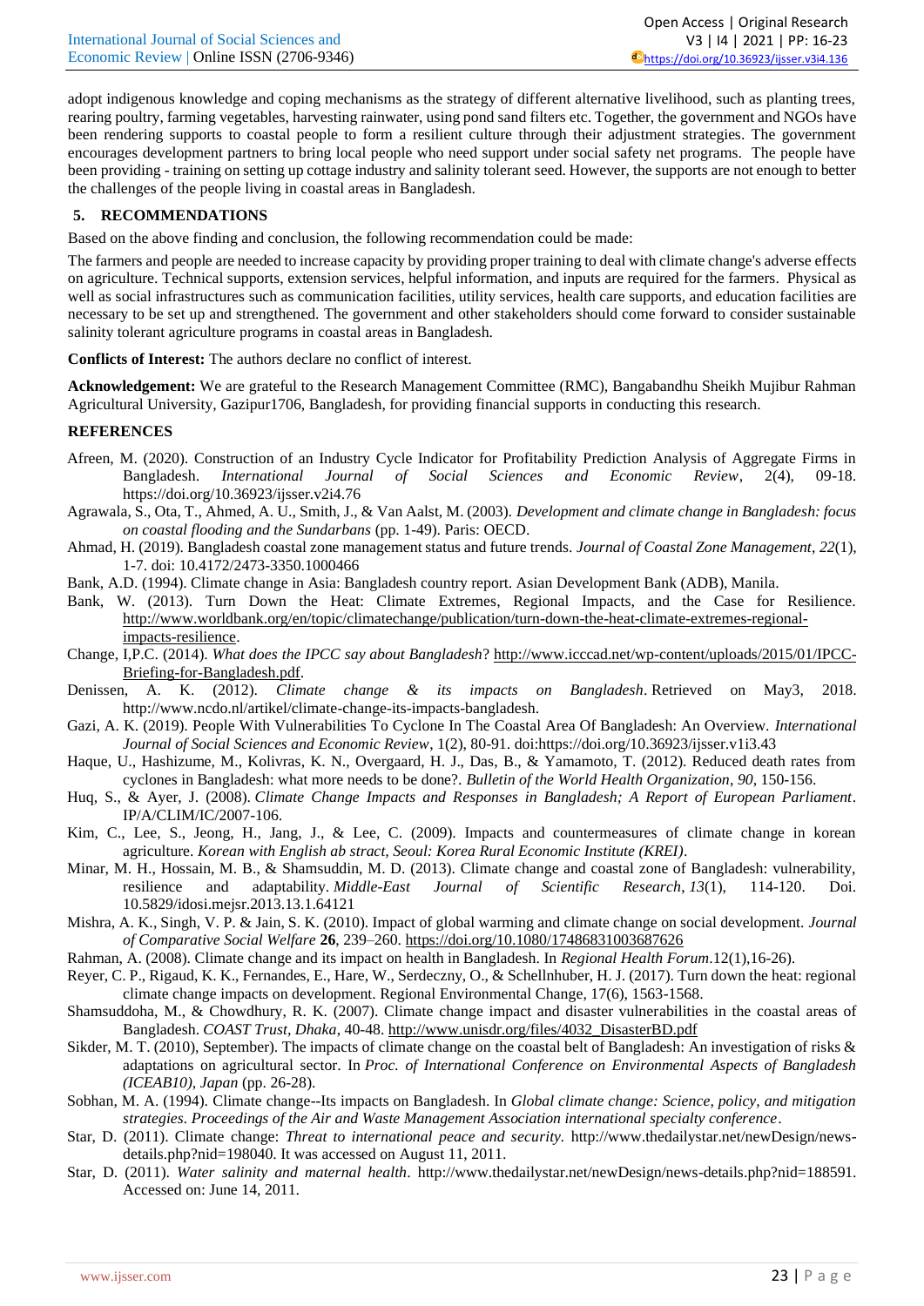adopt indigenous knowledge and coping mechanisms as the strategy of different alternative livelihood, such as planting trees, rearing poultry, farming vegetables, harvesting rainwater, using pond sand filters etc. Together, the government and NGOs have been rendering supports to coastal people to form a resilient culture through their adjustment strategies. The government encourages development partners to bring local people who need support under social safety net programs. The people have been providing - training on setting up cottage industry and salinity tolerant seed. However, the supports are not enough to better the challenges of the people living in coastal areas in Bangladesh.

## 5. RECOMMENDATIONS

Based on the above finding and conclusion, the following recommendation could be made:

The farmers and people are needed to increase capacity by providing proper training to deal with climate change's adverse effects on agriculture. Technical supports, extension services, helpful information, and inputs are required for the farmers. Physical as well as social infrastructures such as communication facilities, utility services, health care supports, and education facilities are necessary to be set up and strengthened. The government and other stakeholders should come forward to consider sustainable salinity tolerant agriculture programs in coastal areas in Bangladesh.

**Conflicts of Interest:** The authors declare no conflict of interest.

**Acknowledgement:** We are grateful to the Research Management Committee (RMC), Bangabandhu Sheikh Mujibur Rahman Agricultural University, Gazipur1706, Bangladesh, for providing financial supports in conducting this research.

## REFERENCES

Afreen, M. (2020). Construction of an Industry Cycle Indicator for Profitability Prediction Analysis of Aggregate Firms in Bangladesh. *International Journal of Social Sciences and Economic Review*, 2(4), 09-18. https://doi.org/10.36923/ijsser.v2i4.76

Agrawala, S., Ota, T., Ahmed, A. U., Smith, J., & Van Aalst, M. (2003). *Development and climate change in Bangladesh: focus on coastal flooding and the Sundarbans* (pp. 1-49). Paris: OECD.

Ahmad, H. (2019). Bangladesh coastal zone management status and future trends. *Journal of Coastal Zone Management*, *22*(1), 1-7. doi: 10.4172/2473-3350.1000466

Bank, A.D. (1994). Climate change in Asia: Bangladesh country report. Asian Development Bank (ADB), Manila.

Bank, W. (2013). Turn Down the Heat: Climate Extremes, Regional Impacts, and the Case for Resilience. http://www.worldbank.org/en/topic/climatechange/publication/turn-down-the-heat-climate-extremes-regional-impacts-resilience.

Change, I,P.C. (2014). *What does the IPCC say about Bangladesh*? http://www.icccad.net/wp-content/uploads/2015/01/IPCC-Briefing-for-Bangladesh.pdf.

Denissen, A. K. (2012). *Climate change & its impacts on Bangladesh*. Retrieved on May3, 2018. http://www.ncdo.nl/artikel/climate-change-its-impacts-bangladesh.

Gazi, A. K. (2019). People With Vulnerabilities To Cyclone In The Coastal Area Of Bangladesh: An Overview. *International Journal of Social Sciences and Economic Review*, 1(2), 80-91. doi:https://doi.org/10.36923/ijsser.v1i3.43

Haque, U., Hashizume, M., Kolivras, K. N., Overgaard, H. J., Das, B., & Yamamoto, T. (2012). Reduced death rates from cyclones in Bangladesh: what more needs to be done?. *Bulletin of the World Health Organization*, *90*, 150-156.

Huq, S., & Ayer, J. (2008). *Climate Change Impacts and Responses in Bangladesh; A Report of European Parliament*. IP/A/CLIM/IC/2007-106.

Kim, C., Lee, S., Jeong, H., Jang, J., & Lee, C. (2009). Impacts and countermeasures of climate change in korean agriculture. *Korean with English ab stract, Seoul: Korea Rural Economic Institute (KREI)*.

Minar, M. H., Hossain, M. B., & Shamsuddin, M. D. (2013). Climate change and coastal zone of Bangladesh: vulnerability, resilience and adaptability. *Middle-East Journal of Scientific Research*, *13*(1), 114-120. Doi. 10.5829/idosi.mejsr.2013.13.1.64121

Mishra, A. K., Singh, V. P. & Jain, S. K. (2010). Impact of global warming and climate change on social development. *Journal of Comparative Social Welfare* **26**, 239–260. https://doi.org/10.1080/17486831003687626

Rahman, A. (2008). Climate change and its impact on health in Bangladesh. In *Regional Health Forum*.12(1),16-26).

Reyer, C. P., Rigaud, K. K., Fernandes, E., Hare, W., Serdeczny, O., & Schellnhuber, H. J. (2017). Turn down the heat: regional climate change impacts on development. Regional Environmental Change, 17(6), 1563-1568.

Shamsuddoha, M., & Chowdhury, R. K. (2007). Climate change impact and disaster vulnerabilities in the coastal areas of Bangladesh. *COAST Trust, Dhaka*, 40-48. http://www.unisdr.org/files/4032_DisasterBD.pdf

Sikder, M. T. (2010), September). The impacts of climate change on the coastal belt of Bangladesh: An investigation of risks & adaptations on agricultural sector. In *Proc. of International Conference on Environmental Aspects of Bangladesh (ICEAB10), Japan* (pp. 26-28).

Sobhan, M. A. (1994). Climate change--Its impacts on Bangladesh. In *Global climate change: Science, policy, and mitigation strategies. Proceedings of the Air and Waste Management Association international specialty conference*.

Star, D. (2011). Climate change: *Threat to international peace and security.* http://www.thedailystar.net/newDesign/news-details.php?nid=198040. It was accessed on August 11, 2011.

Star, D. (2011). *Water salinity and maternal health*. http://www.thedailystar.net/newDesign/news-details.php?nid=188591. Accessed on: June 14, 2011.